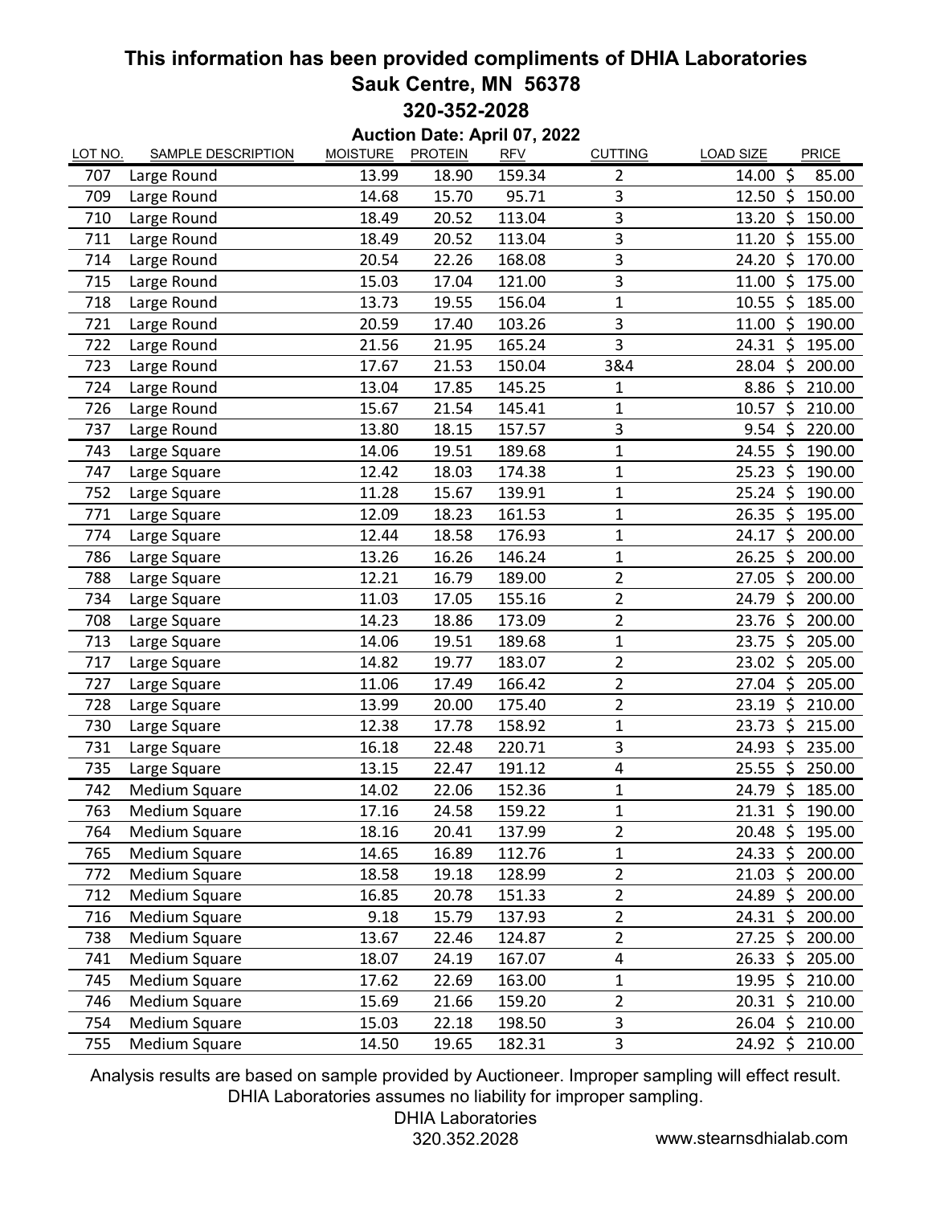# This information has been provided compliments of DHIA Laboratories

## Sauk Centre, MN 56378

## 320-352-2028

### Auction Date: April 07, 2022

| LOT NO. | SAMPLE DESCRIPTION | MOISTURE | PROTEIN | RFV | CUTTING | LOAD SIZE | PRICE |
|---|---|---|---|---|---|---|---|
| 707 | Large Round | 13.99 | 18.90 | 159.34 | 2 | 14.00 | $ 85.00 |
| 709 | Large Round | 14.68 | 15.70 | 95.71 | 3 | 12.50 | $ 150.00 |
| 710 | Large Round | 18.49 | 20.52 | 113.04 | 3 | 13.20 | $ 150.00 |
| 711 | Large Round | 18.49 | 20.52 | 113.04 | 3 | 11.20 | $ 155.00 |
| 714 | Large Round | 20.54 | 22.26 | 168.08 | 3 | 24.20 | $ 170.00 |
| 715 | Large Round | 15.03 | 17.04 | 121.00 | 3 | 11.00 | $ 175.00 |
| 718 | Large Round | 13.73 | 19.55 | 156.04 | 1 | 10.55 | $ 185.00 |
| 721 | Large Round | 20.59 | 17.40 | 103.26 | 3 | 11.00 | $ 190.00 |
| 722 | Large Round | 21.56 | 21.95 | 165.24 | 3 | 24.31 | $ 195.00 |
| 723 | Large Round | 17.67 | 21.53 | 150.04 | 3&4 | 28.04 | $ 200.00 |
| 724 | Large Round | 13.04 | 17.85 | 145.25 | 1 | 8.86 | $ 210.00 |
| 726 | Large Round | 15.67 | 21.54 | 145.41 | 1 | 10.57 | $ 210.00 |
| 737 | Large Round | 13.80 | 18.15 | 157.57 | 3 | 9.54 | $ 220.00 |
| 743 | Large Square | 14.06 | 19.51 | 189.68 | 1 | 24.55 | $ 190.00 |
| 747 | Large Square | 12.42 | 18.03 | 174.38 | 1 | 25.23 | $ 190.00 |
| 752 | Large Square | 11.28 | 15.67 | 139.91 | 1 | 25.24 | $ 190.00 |
| 771 | Large Square | 12.09 | 18.23 | 161.53 | 1 | 26.35 | $ 195.00 |
| 774 | Large Square | 12.44 | 18.58 | 176.93 | 1 | 24.17 | $ 200.00 |
| 786 | Large Square | 13.26 | 16.26 | 146.24 | 1 | 26.25 | $ 200.00 |
| 788 | Large Square | 12.21 | 16.79 | 189.00 | 2 | 27.05 | $ 200.00 |
| 734 | Large Square | 11.03 | 17.05 | 155.16 | 2 | 24.79 | $ 200.00 |
| 708 | Large Square | 14.23 | 18.86 | 173.09 | 2 | 23.76 | $ 200.00 |
| 713 | Large Square | 14.06 | 19.51 | 189.68 | 1 | 23.75 | $ 205.00 |
| 717 | Large Square | 14.82 | 19.77 | 183.07 | 2 | 23.02 | $ 205.00 |
| 727 | Large Square | 11.06 | 17.49 | 166.42 | 2 | 27.04 | $ 205.00 |
| 728 | Large Square | 13.99 | 20.00 | 175.40 | 2 | 23.19 | $ 210.00 |
| 730 | Large Square | 12.38 | 17.78 | 158.92 | 1 | 23.73 | $ 215.00 |
| 731 | Large Square | 16.18 | 22.48 | 220.71 | 3 | 24.93 | $ 235.00 |
| 735 | Large Square | 13.15 | 22.47 | 191.12 | 4 | 25.55 | $ 250.00 |
| 742 | Medium Square | 14.02 | 22.06 | 152.36 | 1 | 24.79 | $ 185.00 |
| 763 | Medium Square | 17.16 | 24.58 | 159.22 | 1 | 21.31 | $ 190.00 |
| 764 | Medium Square | 18.16 | 20.41 | 137.99 | 2 | 20.48 | $ 195.00 |
| 765 | Medium Square | 14.65 | 16.89 | 112.76 | 1 | 24.33 | $ 200.00 |
| 772 | Medium Square | 18.58 | 19.18 | 128.99 | 2 | 21.03 | $ 200.00 |
| 712 | Medium Square | 16.85 | 20.78 | 151.33 | 2 | 24.89 | $ 200.00 |
| 716 | Medium Square | 9.18 | 15.79 | 137.93 | 2 | 24.31 | $ 200.00 |
| 738 | Medium Square | 13.67 | 22.46 | 124.87 | 2 | 27.25 | $ 200.00 |
| 741 | Medium Square | 18.07 | 24.19 | 167.07 | 4 | 26.33 | $ 205.00 |
| 745 | Medium Square | 17.62 | 22.69 | 163.00 | 1 | 19.95 | $ 210.00 |
| 746 | Medium Square | 15.69 | 21.66 | 159.20 | 2 | 20.31 | $ 210.00 |
| 754 | Medium Square | 15.03 | 22.18 | 198.50 | 3 | 26.04 | $ 210.00 |
| 755 | Medium Square | 14.50 | 19.65 | 182.31 | 3 | 24.92 | $ 210.00 |

Analysis results are based on sample provided by Auctioneer. Improper sampling will effect result. DHIA Laboratories assumes no liability for improper sampling.

DHIA Laboratories
320.352.2028

www.stearnsdhialab.com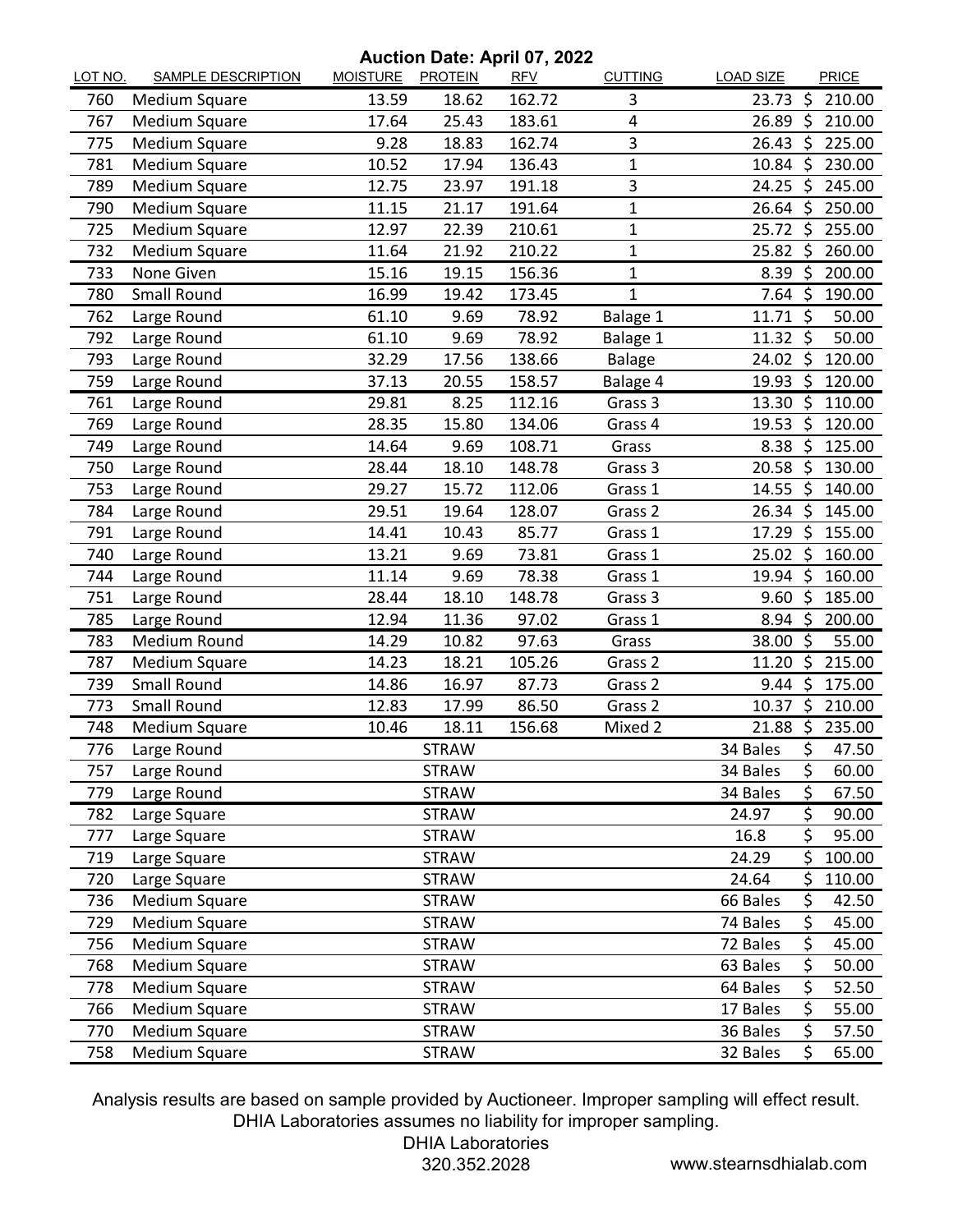**Auction Date: April 07, 2022**

| LOT NO. | SAMPLE DESCRIPTION | MOISTURE | PROTEIN | RFV | CUTTING | LOAD SIZE | PRICE |
|---|---|---|---|---|---|---|---|
| 760 | Medium Square | 13.59 | 18.62 | 162.72 | 3 | 23.73 | $ 210.00 |
| 767 | Medium Square | 17.64 | 25.43 | 183.61 | 4 | 26.89 | $ 210.00 |
| 775 | Medium Square | 9.28 | 18.83 | 162.74 | 3 | 26.43 | $ 225.00 |
| 781 | Medium Square | 10.52 | 17.94 | 136.43 | 1 | 10.84 | $ 230.00 |
| 789 | Medium Square | 12.75 | 23.97 | 191.18 | 3 | 24.25 | $ 245.00 |
| 790 | Medium Square | 11.15 | 21.17 | 191.64 | 1 | 26.64 | $ 250.00 |
| 725 | Medium Square | 12.97 | 22.39 | 210.61 | 1 | 25.72 | $ 255.00 |
| 732 | Medium Square | 11.64 | 21.92 | 210.22 | 1 | 25.82 | $ 260.00 |
| 733 | None Given | 15.16 | 19.15 | 156.36 | 1 | 8.39 | $ 200.00 |
| 780 | Small Round | 16.99 | 19.42 | 173.45 | 1 | 7.64 | $ 190.00 |
| 762 | Large Round | 61.10 | 9.69 | 78.92 | Balage 1 | 11.71 | $ 50.00 |
| 792 | Large Round | 61.10 | 9.69 | 78.92 | Balage 1 | 11.32 | $ 50.00 |
| 793 | Large Round | 32.29 | 17.56 | 138.66 | Balage | 24.02 | $ 120.00 |
| 759 | Large Round | 37.13 | 20.55 | 158.57 | Balage 4 | 19.93 | $ 120.00 |
| 761 | Large Round | 29.81 | 8.25 | 112.16 | Grass 3 | 13.30 | $ 110.00 |
| 769 | Large Round | 28.35 | 15.80 | 134.06 | Grass 4 | 19.53 | $ 120.00 |
| 749 | Large Round | 14.64 | 9.69 | 108.71 | Grass | 8.38 | $ 125.00 |
| 750 | Large Round | 28.44 | 18.10 | 148.78 | Grass 3 | 20.58 | $ 130.00 |
| 753 | Large Round | 29.27 | 15.72 | 112.06 | Grass 1 | 14.55 | $ 140.00 |
| 784 | Large Round | 29.51 | 19.64 | 128.07 | Grass 2 | 26.34 | $ 145.00 |
| 791 | Large Round | 14.41 | 10.43 | 85.77 | Grass 1 | 17.29 | $ 155.00 |
| 740 | Large Round | 13.21 | 9.69 | 73.81 | Grass 1 | 25.02 | $ 160.00 |
| 744 | Large Round | 11.14 | 9.69 | 78.38 | Grass 1 | 19.94 | $ 160.00 |
| 751 | Large Round | 28.44 | 18.10 | 148.78 | Grass 3 | 9.60 | $ 185.00 |
| 785 | Large Round | 12.94 | 11.36 | 97.02 | Grass 1 | 8.94 | $ 200.00 |
| 783 | Medium Round | 14.29 | 10.82 | 97.63 | Grass | 38.00 | $ 55.00 |
| 787 | Medium Square | 14.23 | 18.21 | 105.26 | Grass 2 | 11.20 | $ 215.00 |
| 739 | Small Round | 14.86 | 16.97 | 87.73 | Grass 2 | 9.44 | $ 175.00 |
| 773 | Small Round | 12.83 | 17.99 | 86.50 | Grass 2 | 10.37 | $ 210.00 |
| 748 | Medium Square | 10.46 | 18.11 | 156.68 | Mixed 2 | 21.88 | $ 235.00 |
| 776 | Large Round | | STRAW | | | 34 Bales | $ 47.50 |
| 757 | Large Round | | STRAW | | | 34 Bales | $ 60.00 |
| 779 | Large Round | | STRAW | | | 34 Bales | $ 67.50 |
| 782 | Large Square | | STRAW | | | 24.97 | $ 90.00 |
| 777 | Large Square | | STRAW | | | 16.8 | $ 95.00 |
| 719 | Large Square | | STRAW | | | 24.29 | $ 100.00 |
| 720 | Large Square | | STRAW | | | 24.64 | $ 110.00 |
| 736 | Medium Square | | STRAW | | | 66 Bales | $ 42.50 |
| 729 | Medium Square | | STRAW | | | 74 Bales | $ 45.00 |
| 756 | Medium Square | | STRAW | | | 72 Bales | $ 45.00 |
| 768 | Medium Square | | STRAW | | | 63 Bales | $ 50.00 |
| 778 | Medium Square | | STRAW | | | 64 Bales | $ 52.50 |
| 766 | Medium Square | | STRAW | | | 17 Bales | $ 55.00 |
| 770 | Medium Square | | STRAW | | | 36 Bales | $ 57.50 |
| 758 | Medium Square | | STRAW | | | 32 Bales | $ 65.00 |

Analysis results are based on sample provided by Auctioneer. Improper sampling will effect result. DHIA Laboratories assumes no liability for improper sampling.

DHIA Laboratories
320.352.2028

www.stearnsdhialab.com